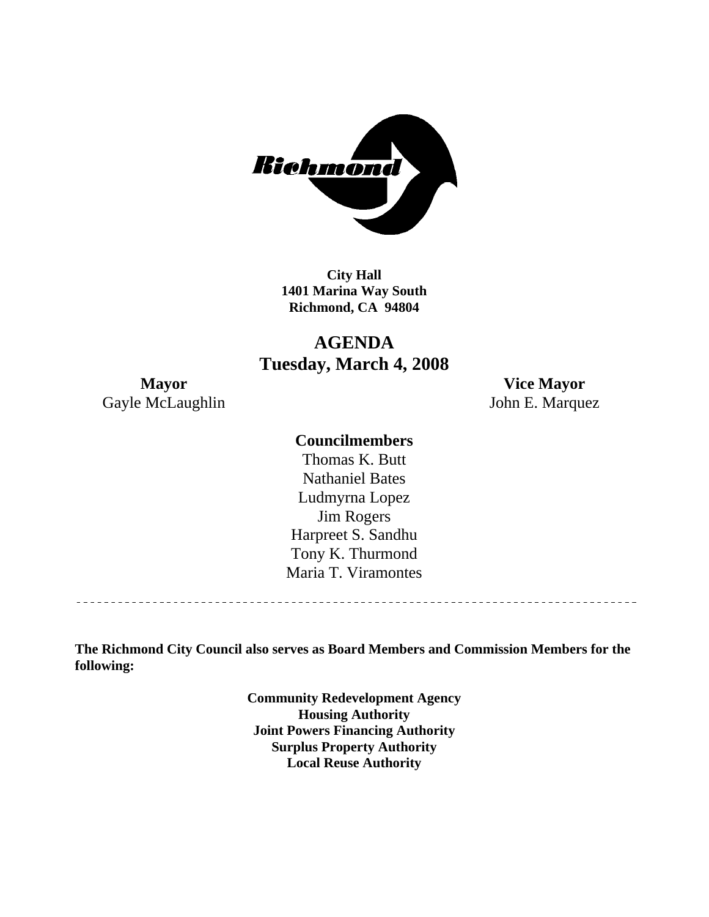**City Hall**
**1401 Marina Way South**
**Richmond, CA 94804**

# AGENDA
## Tuesday, March 4, 2008

**Mayor**
Gayle McLaughlin

**Vice Mayor**
John E. Marquez

**Councilmembers**

Thomas K. Butt
Nathaniel Bates
Ludmyrna Lopez
Jim Rogers
Harpreet S. Sandhu
Tony K. Thurmond
Maria T. Viramontes

---

**The Richmond City Council also serves as Board Members and Commission Members for the following:**

**Community Redevelopment Agency**
**Housing Authority**
**Joint Powers Financing Authority**
**Surplus Property Authority**
**Local Reuse Authority**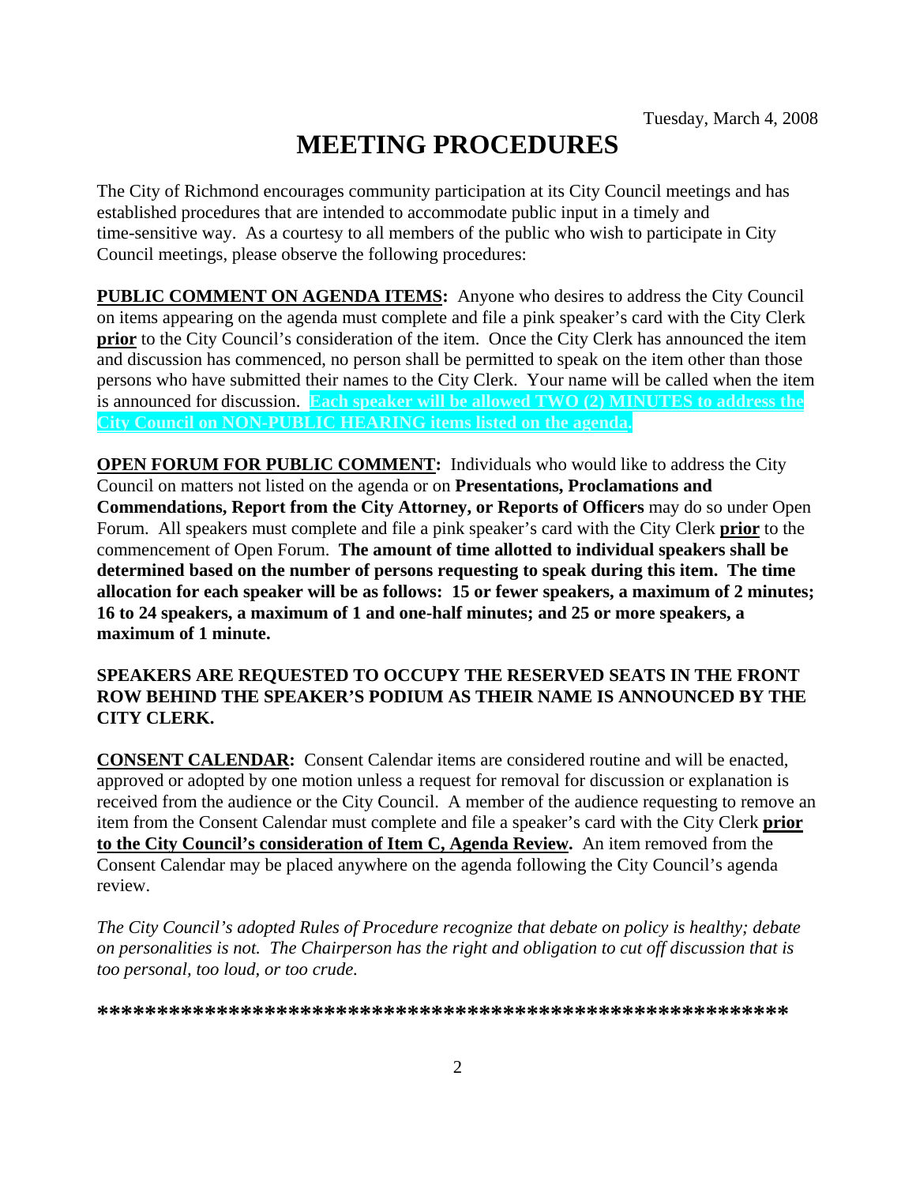Tuesday, March 4, 2008

# MEETING PROCEDURES

The City of Richmond encourages community participation at its City Council meetings and has established procedures that are intended to accommodate public input in a timely and time-sensitive way. As a courtesy to all members of the public who wish to participate in City Council meetings, please observe the following procedures:

**PUBLIC COMMENT ON AGENDA ITEMS:** Anyone who desires to address the City Council on items appearing on the agenda must complete and file a pink speaker's card with the City Clerk **prior** to the City Council's consideration of the item. Once the City Clerk has announced the item and discussion has commenced, no person shall be permitted to speak on the item other than those persons who have submitted their names to the City Clerk. Your name will be called when the item is announced for discussion. **Each speaker will be allowed TWO (2) MINUTES to address the City Council on NON-PUBLIC HEARING items listed on the agenda.**

**OPEN FORUM FOR PUBLIC COMMENT:** Individuals who would like to address the City Council on matters not listed on the agenda or on **Presentations, Proclamations and Commendations, Report from the City Attorney, or Reports of Officers** may do so under Open Forum. All speakers must complete and file a pink speaker's card with the City Clerk **prior** to the commencement of Open Forum. **The amount of time allotted to individual speakers shall be determined based on the number of persons requesting to speak during this item. The time allocation for each speaker will be as follows: 15 or fewer speakers, a maximum of 2 minutes; 16 to 24 speakers, a maximum of 1 and one-half minutes; and 25 or more speakers, a maximum of 1 minute.**

**SPEAKERS ARE REQUESTED TO OCCUPY THE RESERVED SEATS IN THE FRONT ROW BEHIND THE SPEAKER'S PODIUM AS THEIR NAME IS ANNOUNCED BY THE CITY CLERK.**

**CONSENT CALENDAR:** Consent Calendar items are considered routine and will be enacted, approved or adopted by one motion unless a request for removal for discussion or explanation is received from the audience or the City Council. A member of the audience requesting to remove an item from the Consent Calendar must complete and file a speaker's card with the City Clerk **prior to the City Council's consideration of Item C, Agenda Review.** An item removed from the Consent Calendar may be placed anywhere on the agenda following the City Council's agenda review.

*The City Council's adopted Rules of Procedure recognize that debate on policy is healthy; debate on personalities is not. The Chairperson has the right and obligation to cut off discussion that is too personal, too loud, or too crude.*

**\*\*\*\*\*\*\*\*\*\*\*\*\*\*\*\*\*\*\*\*\*\*\*\*\*\*\*\*\*\*\*\*\*\*\*\*\*\*\*\*\*\*\*\*\*\*\*\*\*\*\*\*\*\*\*\*\*\***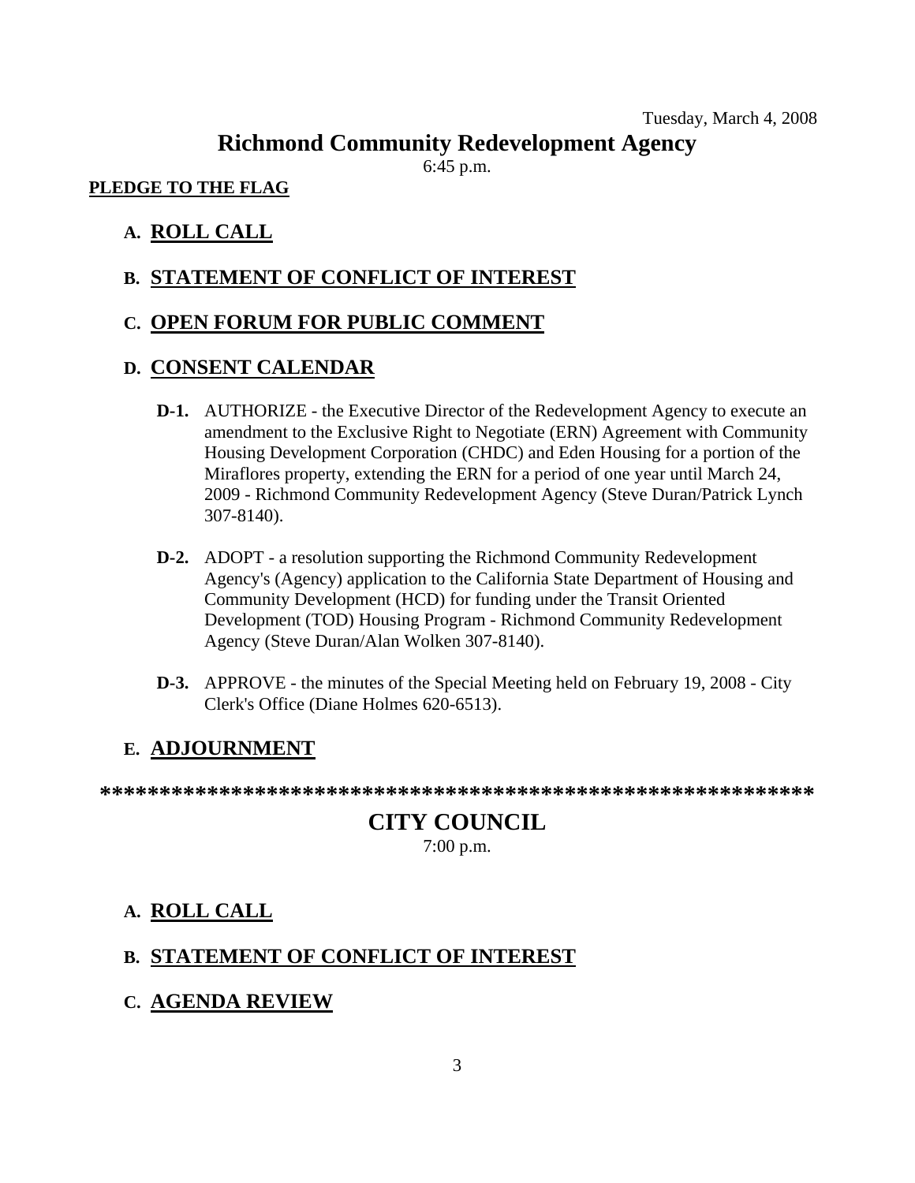Tuesday, March 4, 2008

# Richmond Community Redevelopment Agency

6:45 p.m.

**PLEDGE TO THE FLAG**

## A. ROLL CALL

## B. STATEMENT OF CONFLICT OF INTEREST

## C. OPEN FORUM FOR PUBLIC COMMENT

## D. CONSENT CALENDAR

**D-1.** AUTHORIZE - the Executive Director of the Redevelopment Agency to execute an amendment to the Exclusive Right to Negotiate (ERN) Agreement with Community Housing Development Corporation (CHDC) and Eden Housing for a portion of the Miraflores property, extending the ERN for a period of one year until March 24, 2009 - Richmond Community Redevelopment Agency (Steve Duran/Patrick Lynch 307-8140).

**D-2.** ADOPT - a resolution supporting the Richmond Community Redevelopment Agency's (Agency) application to the California State Department of Housing and Community Development (HCD) for funding under the Transit Oriented Development (TOD) Housing Program - Richmond Community Redevelopment Agency (Steve Duran/Alan Wolken 307-8140).

**D-3.** APPROVE - the minutes of the Special Meeting held on February 19, 2008 - City Clerk's Office (Diane Holmes 620-6513).

## E. ADJOURNMENT

**************************************************************

# CITY COUNCIL

7:00 p.m.

## A. ROLL CALL

## B. STATEMENT OF CONFLICT OF INTEREST

## C. AGENDA REVIEW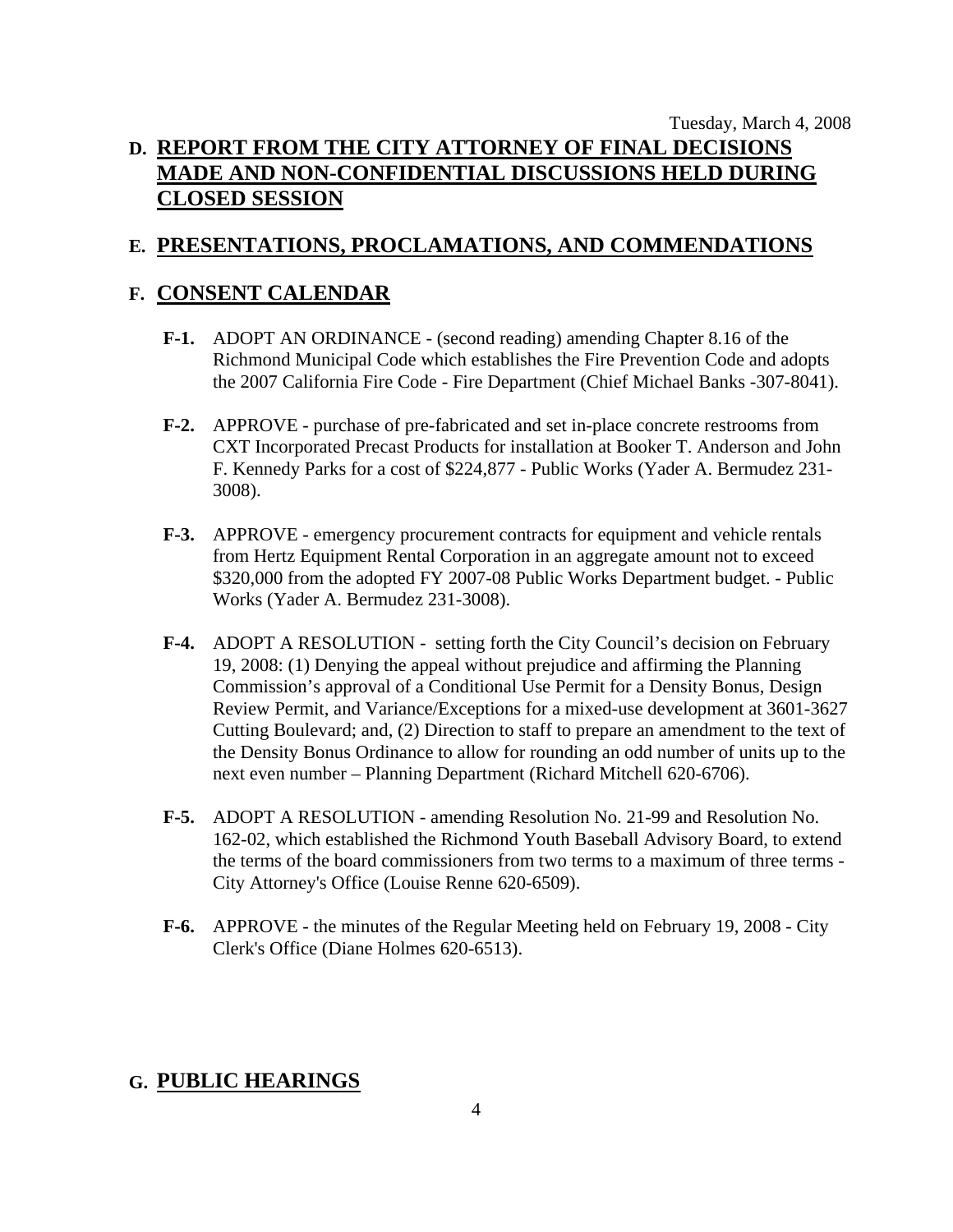Tuesday, March 4, 2008

## D. REPORT FROM THE CITY ATTORNEY OF FINAL DECISIONS MADE AND NON-CONFIDENTIAL DISCUSSIONS HELD DURING CLOSED SESSION

## E. PRESENTATIONS, PROCLAMATIONS, AND COMMENDATIONS

## F. CONSENT CALENDAR

**F-1.** ADOPT AN ORDINANCE - (second reading) amending Chapter 8.16 of the Richmond Municipal Code which establishes the Fire Prevention Code and adopts the 2007 California Fire Code - Fire Department (Chief Michael Banks -307-8041).

**F-2.** APPROVE - purchase of pre-fabricated and set in-place concrete restrooms from CXT Incorporated Precast Products for installation at Booker T. Anderson and John F. Kennedy Parks for a cost of $224,877 - Public Works (Yader A. Bermudez 231-3008).

**F-3.** APPROVE - emergency procurement contracts for equipment and vehicle rentals from Hertz Equipment Rental Corporation in an aggregate amount not to exceed $320,000 from the adopted FY 2007-08 Public Works Department budget. - Public Works (Yader A. Bermudez 231-3008).

**F-4.** ADOPT A RESOLUTION - setting forth the City Council's decision on February 19, 2008: (1) Denying the appeal without prejudice and affirming the Planning Commission's approval of a Conditional Use Permit for a Density Bonus, Design Review Permit, and Variance/Exceptions for a mixed-use development at 3601-3627 Cutting Boulevard; and, (2) Direction to staff to prepare an amendment to the text of the Density Bonus Ordinance to allow for rounding an odd number of units up to the next even number – Planning Department (Richard Mitchell 620-6706).

**F-5.** ADOPT A RESOLUTION - amending Resolution No. 21-99 and Resolution No. 162-02, which established the Richmond Youth Baseball Advisory Board, to extend the terms of the board commissioners from two terms to a maximum of three terms - City Attorney's Office (Louise Renne 620-6509).

**F-6.** APPROVE - the minutes of the Regular Meeting held on February 19, 2008 - City Clerk's Office (Diane Holmes 620-6513).

## G. PUBLIC HEARINGS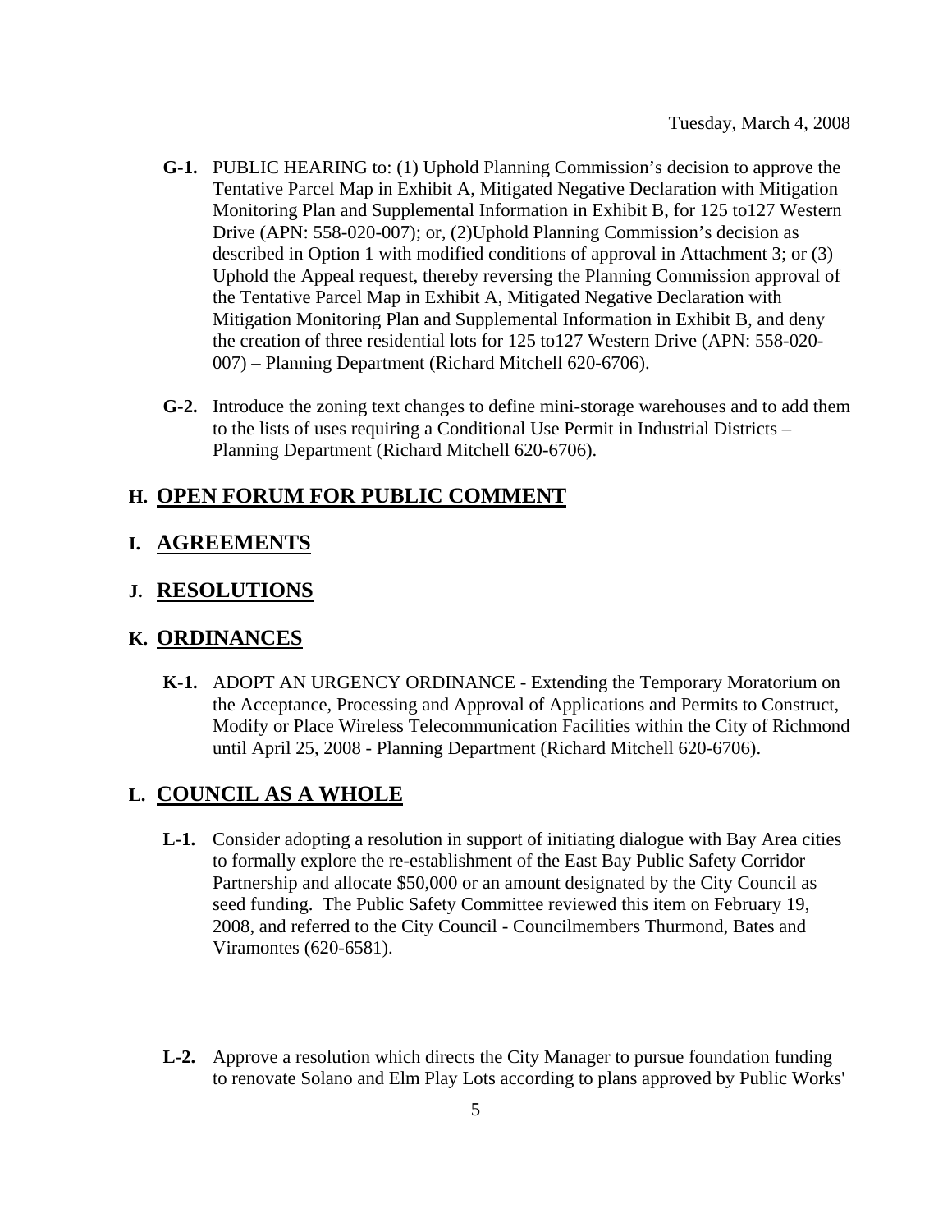Tuesday, March 4, 2008

**G-1.** PUBLIC HEARING to: (1) Uphold Planning Commission's decision to approve the Tentative Parcel Map in Exhibit A, Mitigated Negative Declaration with Mitigation Monitoring Plan and Supplemental Information in Exhibit B, for 125 to127 Western Drive (APN: 558-020-007); or, (2)Uphold Planning Commission's decision as described in Option 1 with modified conditions of approval in Attachment 3; or (3) Uphold the Appeal request, thereby reversing the Planning Commission approval of the Tentative Parcel Map in Exhibit A, Mitigated Negative Declaration with Mitigation Monitoring Plan and Supplemental Information in Exhibit B, and deny the creation of three residential lots for 125 to127 Western Drive (APN: 558-020-007) – Planning Department (Richard Mitchell 620-6706).

**G-2.** Introduce the zoning text changes to define mini-storage warehouses and to add them to the lists of uses requiring a Conditional Use Permit in Industrial Districts – Planning Department (Richard Mitchell 620-6706).

## H. OPEN FORUM FOR PUBLIC COMMENT

## I. AGREEMENTS

## J. RESOLUTIONS

## K. ORDINANCES

**K-1.** ADOPT AN URGENCY ORDINANCE - Extending the Temporary Moratorium on the Acceptance, Processing and Approval of Applications and Permits to Construct, Modify or Place Wireless Telecommunication Facilities within the City of Richmond until April 25, 2008 - Planning Department (Richard Mitchell 620-6706).

## L. COUNCIL AS A WHOLE

**L-1.** Consider adopting a resolution in support of initiating dialogue with Bay Area cities to formally explore the re-establishment of the East Bay Public Safety Corridor Partnership and allocate $50,000 or an amount designated by the City Council as seed funding. The Public Safety Committee reviewed this item on February 19, 2008, and referred to the City Council - Councilmembers Thurmond, Bates and Viramontes (620-6581).

**L-2.** Approve a resolution which directs the City Manager to pursue foundation funding to renovate Solano and Elm Play Lots according to plans approved by Public Works'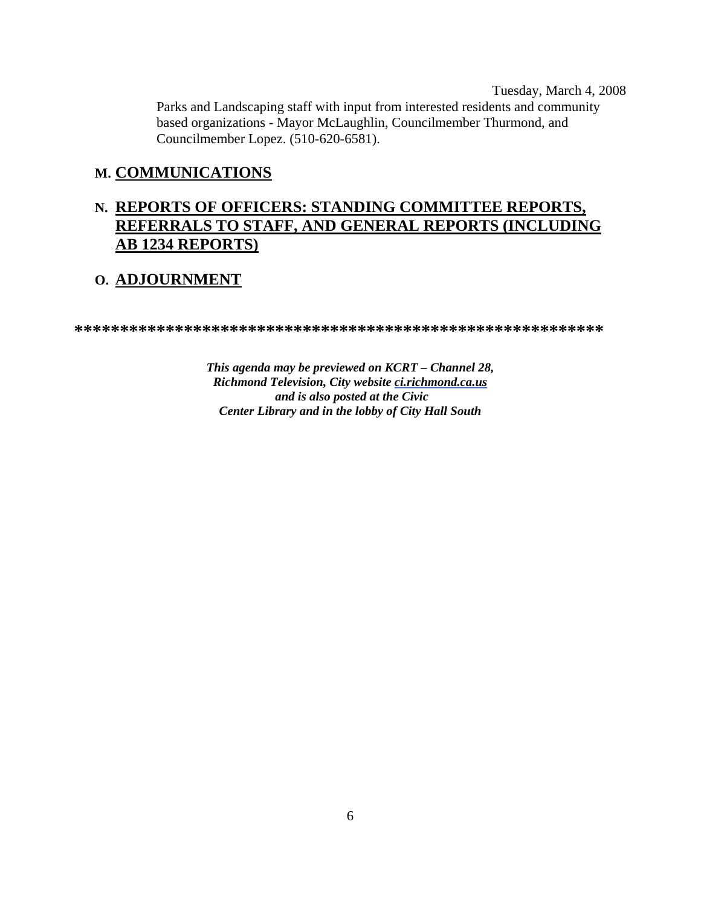Parks and Landscaping staff with input from interested residents and community based organizations - Mayor McLaughlin, Councilmember Thurmond, and Councilmember Lopez. (510-620-6581).

## M. COMMUNICATIONS

## N. REPORTS OF OFFICERS: STANDING COMMITTEE REPORTS, REFERRALS TO STAFF, AND GENERAL REPORTS (INCLUDING AB 1234 REPORTS)

## O. ADJOURNMENT

**********************************************************

***This agenda may be previewed on KCRT – Channel 28, Richmond Television, City website ci.richmond.ca.us and is also posted at the Civic Center Library and in the lobby of City Hall South***